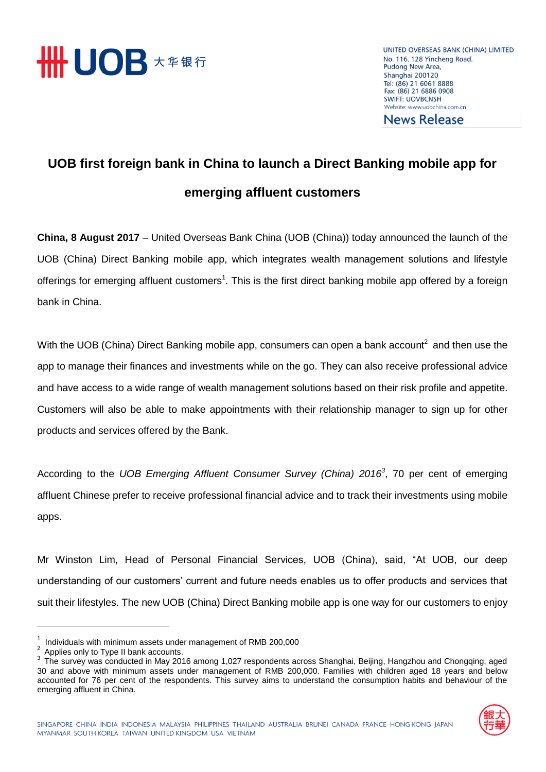UNITED OVERSEAS BANK (CHINA) LIMITED
No. 116, 128 Yincheng Road,
Pudong New Area,
Shanghai 200120
Tel: (86) 21 6061 8888
Fax: (86) 21 6886 0908
SWIFT: UOVBCNSH
Website: www.uobchina.com.cn

News Release

# UOB first foreign bank in China to launch a Direct Banking mobile app for emerging affluent customers

**China, 8 August 2017** – United Overseas Bank China (UOB (China)) today announced the launch of the UOB (China) Direct Banking mobile app, which integrates wealth management solutions and lifestyle offerings for emerging affluent customers[1]. This is the first direct banking mobile app offered by a foreign bank in China.

With the UOB (China) Direct Banking mobile app, consumers can open a bank account[2] and then use the app to manage their finances and investments while on the go. They can also receive professional advice and have access to a wide range of wealth management solutions based on their risk profile and appetite. Customers will also be able to make appointments with their relationship manager to sign up for other products and services offered by the Bank.

According to the *UOB Emerging Affluent Consumer Survey (China) 2016*[3], 70 per cent of emerging affluent Chinese prefer to receive professional financial advice and to track their investments using mobile apps.

Mr Winston Lim, Head of Personal Financial Services, UOB (China), said, "At UOB, our deep understanding of our customers' current and future needs enables us to offer products and services that suit their lifestyles. The new UOB (China) Direct Banking mobile app is one way for our customers to enjoy

---

[1] Individuals with minimum assets under management of RMB 200,000

[2] Applies only to Type II bank accounts.

[3] The survey was conducted in May 2016 among 1,027 respondents across Shanghai, Beijing, Hangzhou and Chongqing, aged 30 and above with minimum assets under management of RMB 200,000. Families with children aged 18 years and below accounted for 76 per cent of the respondents. This survey aims to understand the consumption habits and behaviour of the emerging affluent in China.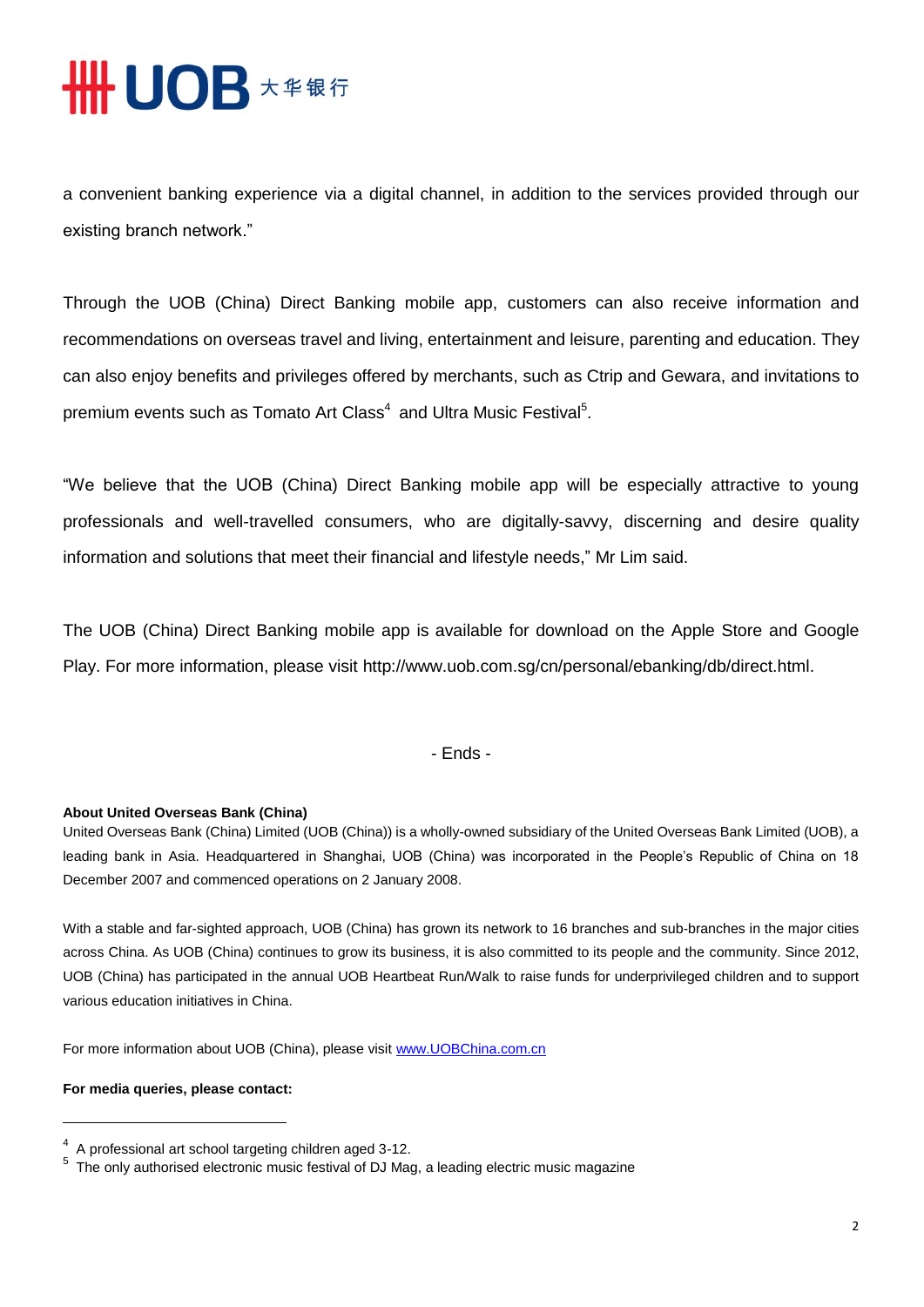a convenient banking experience via a digital channel, in addition to the services provided through our existing branch network."

Through the UOB (China) Direct Banking mobile app, customers can also receive information and recommendations on overseas travel and living, entertainment and leisure, parenting and education. They can also enjoy benefits and privileges offered by merchants, such as Ctrip and Gewara, and invitations to premium events such as Tomato Art Class[4] and Ultra Music Festival[5].

"We believe that the UOB (China) Direct Banking mobile app will be especially attractive to young professionals and well-travelled consumers, who are digitally-savvy, discerning and desire quality information and solutions that meet their financial and lifestyle needs," Mr Lim said.

The UOB (China) Direct Banking mobile app is available for download on the Apple Store and Google Play. For more information, please visit http://www.uob.com.sg/cn/personal/ebanking/db/direct.html.

- Ends -

**About United Overseas Bank (China)**

United Overseas Bank (China) Limited (UOB (China)) is a wholly-owned subsidiary of the United Overseas Bank Limited (UOB), a leading bank in Asia. Headquartered in Shanghai, UOB (China) was incorporated in the People's Republic of China on 18 December 2007 and commenced operations on 2 January 2008.

With a stable and far-sighted approach, UOB (China) has grown its network to 16 branches and sub-branches in the major cities across China. As UOB (China) continues to grow its business, it is also committed to its people and the community. Since 2012, UOB (China) has participated in the annual UOB Heartbeat Run/Walk to raise funds for underprivileged children and to support various education initiatives in China.

For more information about UOB (China), please visit www.UOBChina.com.cn

**For media queries, please contact:**

---

[4] A professional art school targeting children aged 3-12.

[5] The only authorised electronic music festival of DJ Mag, a leading electric music magazine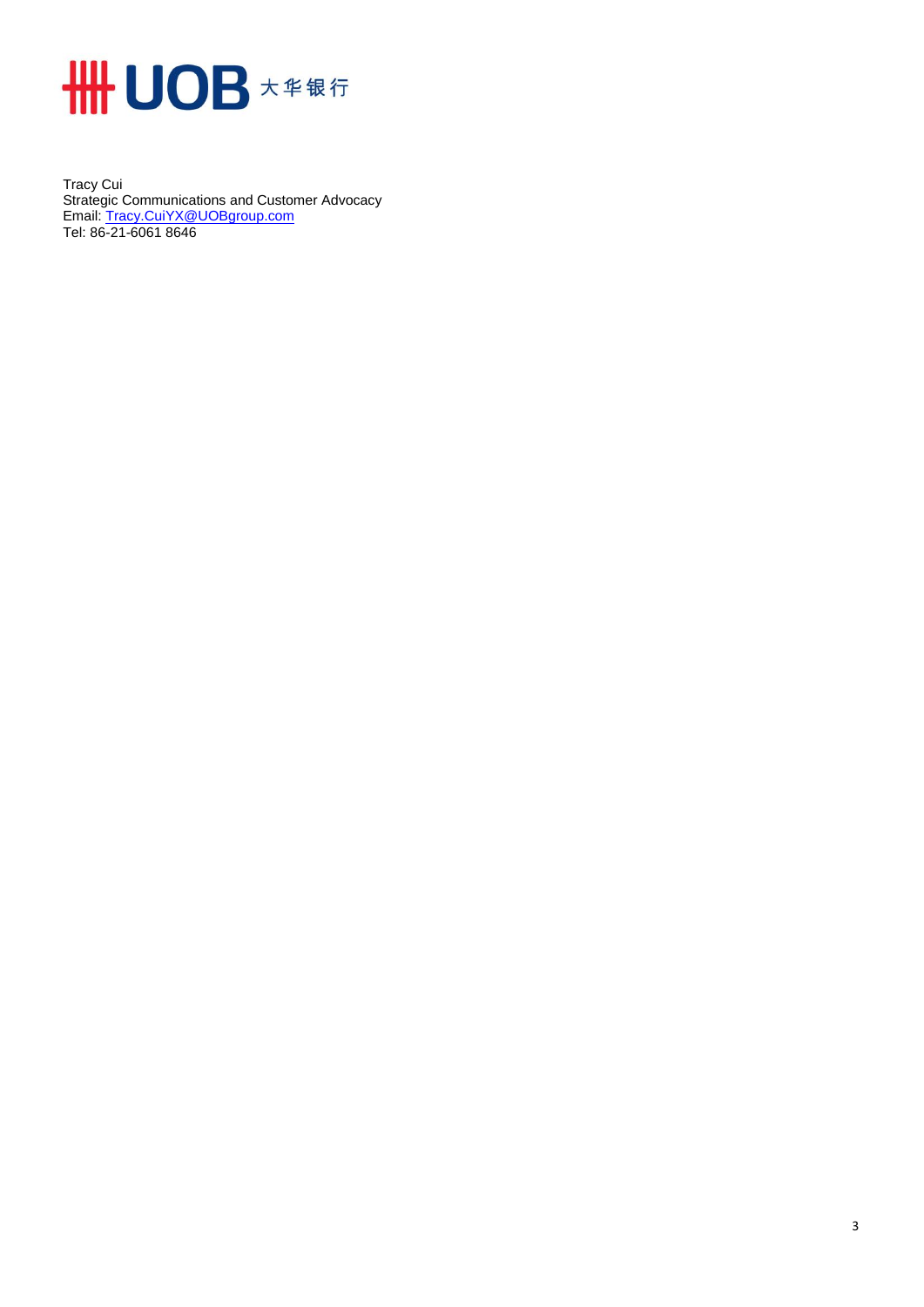Tracy Cui
Strategic Communications and Customer Advocacy
Email: Tracy.CuiYX@UOBgroup.com
Tel: 86-21-6061 8646